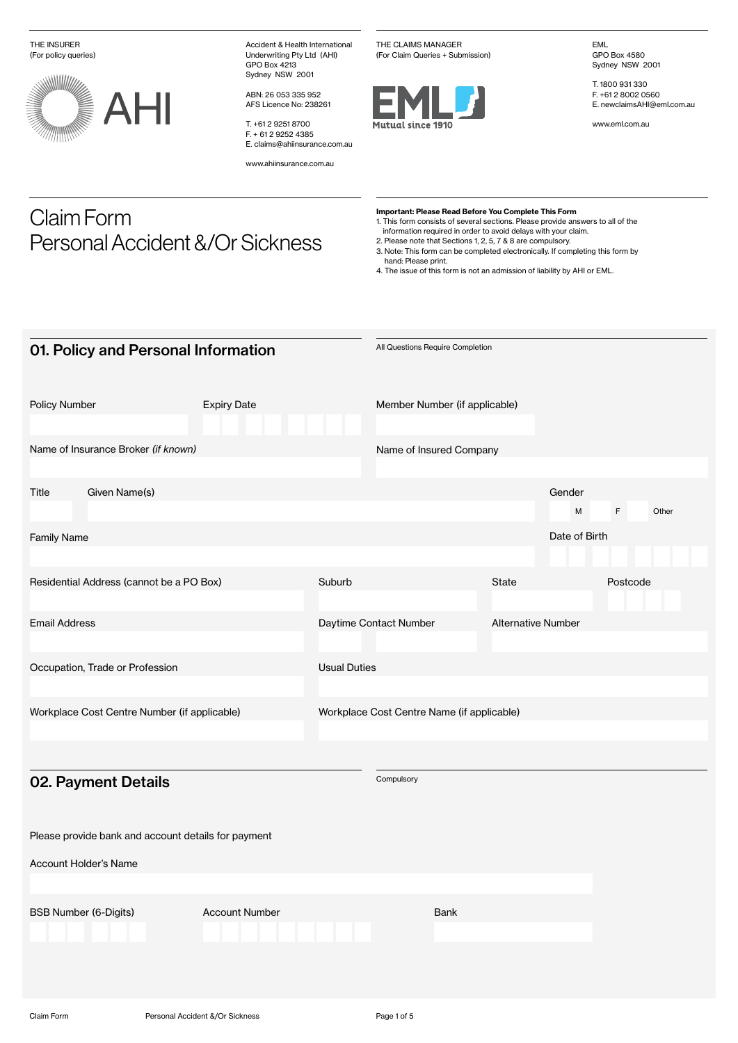THE INSURER
(For policy queries)

AHI

Accident & Health International Underwriting Pty Ltd (AHI)
GPO Box 4213
Sydney NSW 2001

ABN: 26 053 335 952
AFS Licence No: 238261

T. +61 2 9251 8700
F. + 61 2 9252 4385
E. claims@ahiinsurance.com.au

www.ahiinsurance.com.au

THE CLAIMS MANAGER
(For Claim Queries + Submission)

EML
Mutual since 1910

EML
GPO Box 4580
Sydney NSW 2001

T. 1800 931 330
F. +61 2 8002 0560
E. newclaimsAHI@eml.com.au

www.eml.com.au

# Claim Form
# Personal Accident &/Or Sickness

**Important: Please Read Before You Complete This Form**

1. This form consists of several sections. Please provide answers to all of the information required in order to avoid delays with your claim.
2. Please note that Sections 1, 2, 5, 7 & 8 are compulsory.
3. Note: This form can be completed electronically. If completing this form by hand: Please print.
4. The issue of this form is not an admission of liability by AHI or EML.

## 01. Policy and Personal Information

All Questions Require Completion

Policy Number

Expiry Date

Member Number (if applicable)

Name of Insurance Broker *(if known)*

Name of Insured Company

Title

Given Name(s)

Gender: M / F / Other

Family Name

Date of Birth

Residential Address (cannot be a PO Box)

Suburb

State

Postcode

Email Address

Daytime Contact Number

Alternative Number

Occupation, Trade or Profession

Usual Duties

Workplace Cost Centre Number (if applicable)

Workplace Cost Centre Name (if applicable)

## 02. Payment Details

Compulsory

Please provide bank and account details for payment

Account Holder's Name

BSB Number (6-Digits)

Account Number

Bank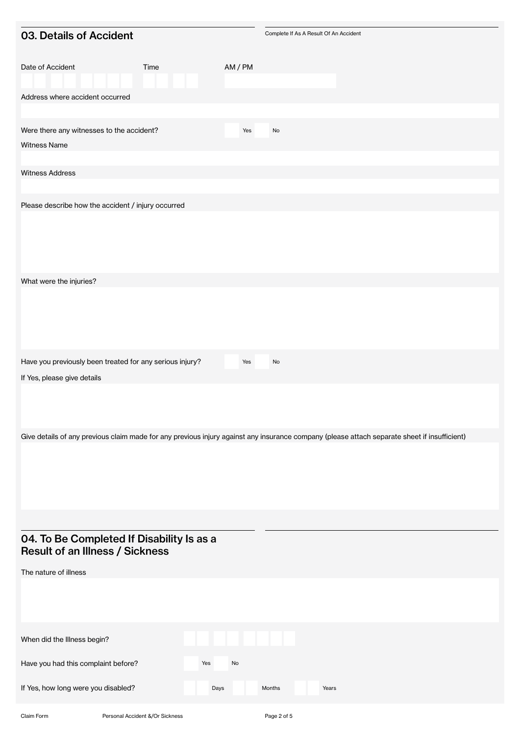## 03. Details of Accident

Complete If As A Result Of An Accident

Date of Accident

Time

AM / PM

Address where accident occurred

Were there any witnesses to the accident? Yes No

Witness Name

Witness Address

Please describe how the accident / injury occurred

What were the injuries?

Have you previously been treated for any serious injury? Yes No

If Yes, please give details

Give details of any previous claim made for any previous injury against any insurance company (please attach separate sheet if insufficient)

## 04. To Be Completed If Disability Is as a Result of an Illness / Sickness

The nature of illness

When did the Illness begin?

Have you had this complaint before? Yes No

If Yes, how long were you disabled? Days Months Years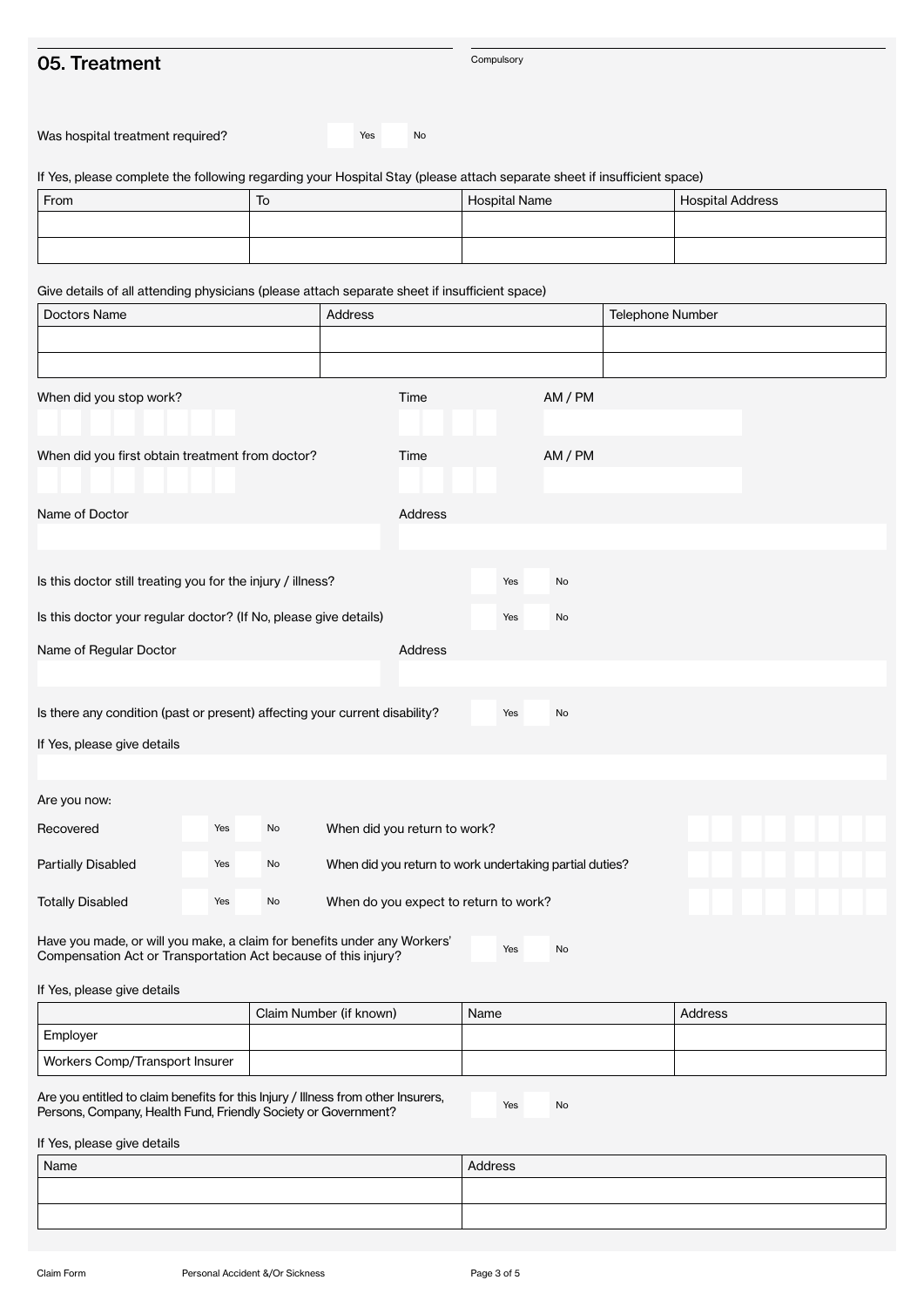## 05. Treatment

Compulsory

Was hospital treatment required? Yes No

If Yes, please complete the following regarding your Hospital Stay (please attach separate sheet if insufficient space)

| From | To | Hospital Name | Hospital Address |
|---|---|---|---|
| | | | |
| | | | |

Give details of all attending physicians (please attach separate sheet if insufficient space)

| Doctors Name | Address | Telephone Number |
|---|---|---|
| | | |
| | | |

When did you stop work? Time AM / PM

When did you first obtain treatment from doctor? Time AM / PM

Name of Doctor Address

Is this doctor still treating you for the injury / illness? Yes No

Is this doctor your regular doctor? (If No, please give details) Yes No

Name of Regular Doctor Address

Is there any condition (past or present) affecting your current disability? Yes No

If Yes, please give details

Are you now:

Recovered Yes No When did you return to work?

Partially Disabled Yes No When did you return to work undertaking partial duties?

Totally Disabled Yes No When do you expect to return to work?

Have you made, or will you make, a claim for benefits under any Workers' Compensation Act or Transportation Act because of this injury? Yes No

If Yes, please give details

| | Claim Number (if known) | Name | Address |
|---|---|---|---|
| Employer | | | |
| Workers Comp/Transport Insurer | | | |

Are you entitled to claim benefits for this Injury / Illness from other Insurers, Persons, Company, Health Fund, Friendly Society or Government? Yes No

If Yes, please give details

| Name | Address |
|---|---|
| | |
| | |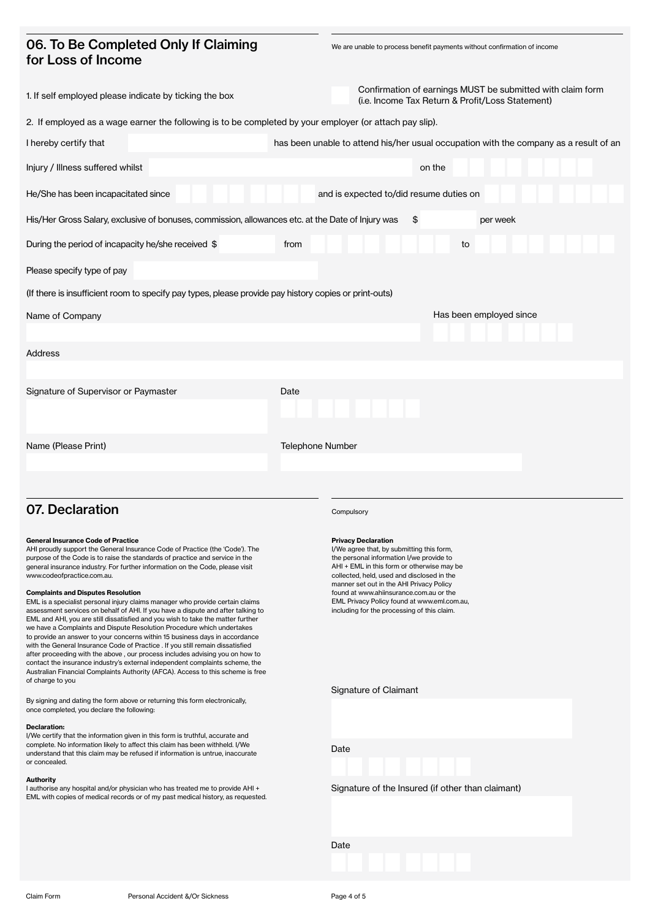## 06. To Be Completed Only If Claiming for Loss of Income

We are unable to process benefit payments without confirmation of income

1. If self employed please indicate by ticking the box ☐ Confirmation of earnings MUST be submitted with claim form (i.e. Income Tax Return & Profit/Loss Statement)

2. If employed as a wage earner the following is to be completed by your employer (or attach pay slip).

I hereby certify that ______ has been unable to attend his/her usual occupation with the company as a result of an

Injury / Illness suffered whilst ______ on the ______

He/She has been incapacitated since ______ and is expected to/did resume duties on ______

His/Her Gross Salary, exclusive of bonuses, commission, allowances etc. at the Date of Injury was $ ______ per week

During the period of incapacity he/she received $ ______ from ______ to ______

Please specify type of pay ______

(If there is insufficient room to specify pay types, please provide pay history copies or print-outs)

Name of Company ______

Has been employed since ______

Address ______

Signature of Supervisor or Paymaster ______

Date ______

Name (Please Print) ______

Telephone Number ______

## 07. Declaration

Compulsory

**General Insurance Code of Practice**
AHI proudly support the General Insurance Code of Practice (the 'Code'). The purpose of the Code is to raise the standards of practice and service in the general insurance industry. For further information on the Code, please visit www.codeofpractice.com.au.

**Complaints and Disputes Resolution**
EML is a specialist personal injury claims manager who provide certain claims assessment services on behalf of AHI. If you have a dispute and after talking to EML and AHI, you are still dissatisfied and you wish to take the matter further we have a Complaints and Dispute Resolution Procedure which undertakes to provide an answer to your concerns within 15 business days in accordance with the General Insurance Code of Practice . If you still remain dissatisfied after proceeding with the above , our process includes advising you on how to contact the insurance industry's external independent complaints scheme, the Australian Financial Complaints Authority (AFCA). Access to this scheme is free of charge to you

By signing and dating the form above or returning this form electronically, once completed, you declare the following:

**Declaration:**
I/We certify that the information given in this form is truthful, accurate and complete. No information likely to affect this claim has been withheld. I/We understand that this claim may be refused if information is untrue, inaccurate or concealed.

**Authority**
I authorise any hospital and/or physician who has treated me to provide AHI + EML with copies of medical records or of my past medical history, as requested.

**Privacy Declaration**
I/We agree that, by submitting this form, the personal information I/we provide to AHI + EML in this form or otherwise may be collected, held, used and disclosed in the manner set out in the AHI Privacy Policy found at www.ahiinsurance.com.au or the EML Privacy Policy found at www.eml.com.au, including for the processing of this claim.

Signature of Claimant ______

Date ______

Signature of the Insured (if other than claimant) ______

Date ______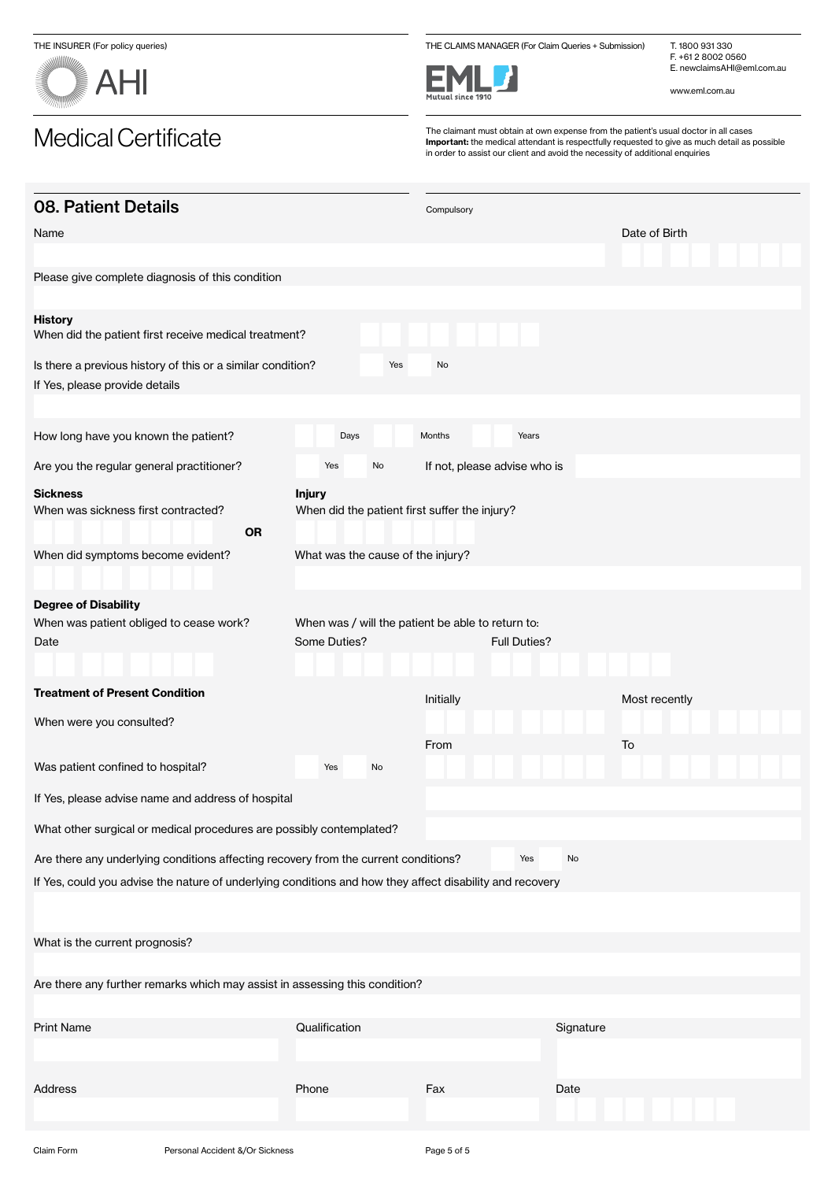THE INSURER (For policy queries)

AHI

THE CLAIMS MANAGER (For Claim Queries + Submission)

EML Mutual since 1910

T. 1800 931 330
F. +61 2 8002 0560
E. newclaimsAHI@eml.com.au

www.eml.com.au

# Medical Certificate

The claimant must obtain at own expense from the patient's usual doctor in all cases
**Important:** the medical attendant is respectfully requested to give as much detail as possible in order to assist our client and avoid the necessity of additional enquiries

## 08. Patient Details

Compulsory

Name

Date of Birth

Please give complete diagnosis of this condition

**History**

When did the patient first receive medical treatment?

Is there a previous history of this or a similar condition? Yes No

If Yes, please provide details

How long have you known the patient? Days Months Years

Are you the regular general practitioner? Yes No If not, please advise who is

**Sickness**

When was sickness first contracted?

**OR**

When did symptoms become evident?

**Injury**

When did the patient first suffer the injury?

What was the cause of the injury?

**Degree of Disability**

When was patient obliged to cease work?

Date

When was / will the patient be able to return to:

Some Duties?

Full Duties?

**Treatment of Present Condition**

When were you consulted? Initially Most recently

Was patient confined to hospital? Yes No From To

If Yes, please advise name and address of hospital

What other surgical or medical procedures are possibly contemplated?

Are there any underlying conditions affecting recovery from the current conditions? Yes No

If Yes, could you advise the nature of underlying conditions and how they affect disability and recovery

What is the current prognosis?

Are there any further remarks which may assist in assessing this condition?

Print Name

Qualification

Signature

Address

Phone

Fax

Date